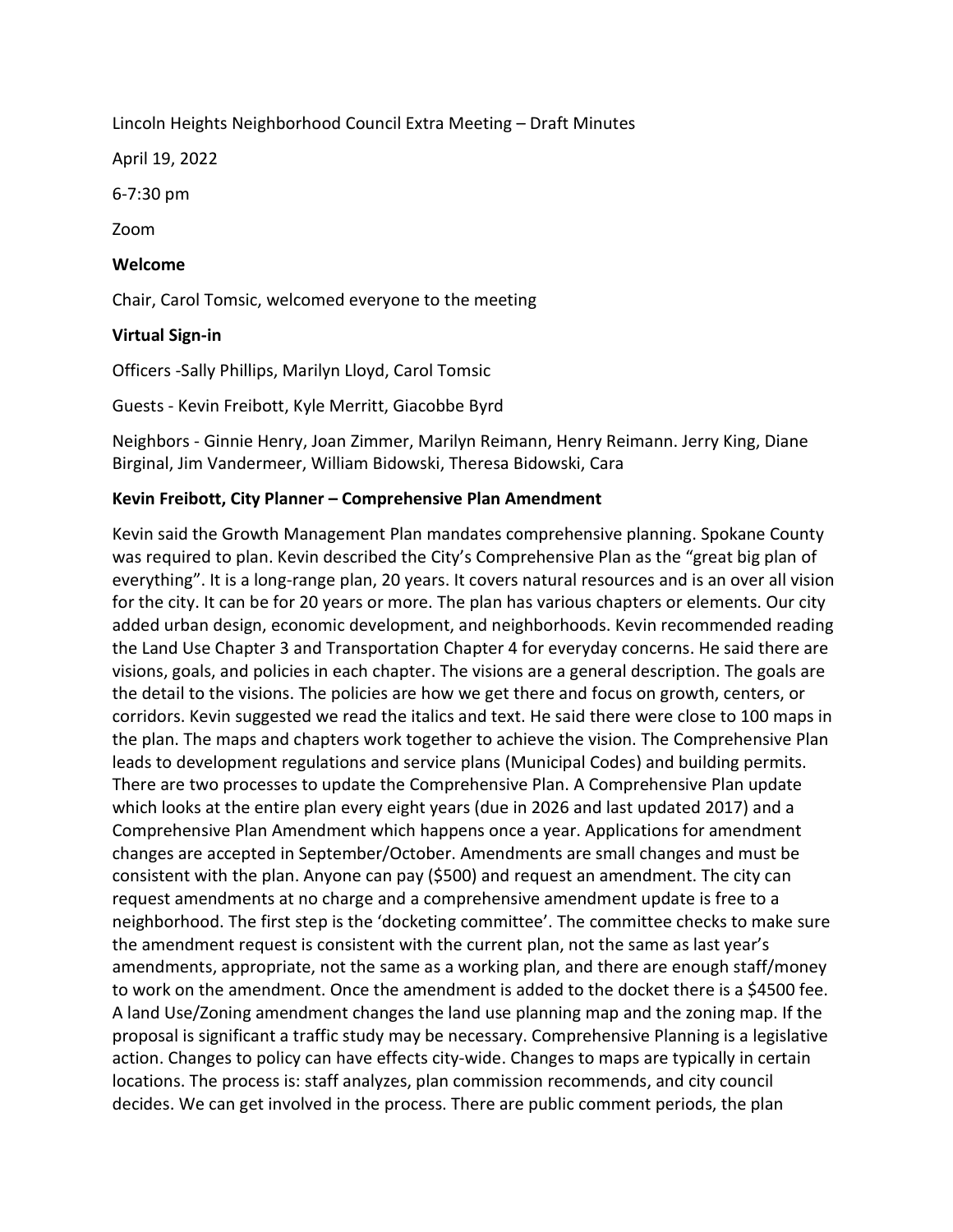Lincoln Heights Neighborhood Council Extra Meeting – Draft Minutes

April 19, 2022

6-7:30 pm

Zoom

**Welcome**

Chair, Carol Tomsic, welcomed everyone to the meeting

**Virtual Sign-in**

Officers -Sally Phillips, Marilyn Lloyd, Carol Tomsic

Guests - Kevin Freibott, Kyle Merritt, Giacobbe Byrd

Neighbors - Ginnie Henry, Joan Zimmer, Marilyn Reimann, Henry Reimann. Jerry King, Diane Birginal, Jim Vandermeer, William Bidowski, Theresa Bidowski, Cara

**Kevin Freibott, City Planner – Comprehensive Plan Amendment**

Kevin said the Growth Management Plan mandates comprehensive planning. Spokane County was required to plan. Kevin described the City's Comprehensive Plan as the "great big plan of everything". It is a long-range plan, 20 years. It covers natural resources and is an over all vision for the city. It can be for 20 years or more. The plan has various chapters or elements. Our city added urban design, economic development, and neighborhoods. Kevin recommended reading the Land Use Chapter 3 and Transportation Chapter 4 for everyday concerns. He said there are visions, goals, and policies in each chapter. The visions are a general description. The goals are the detail to the visions. The policies are how we get there and focus on growth, centers, or corridors. Kevin suggested we read the italics and text. He said there were close to 100 maps in the plan. The maps and chapters work together to achieve the vision. The Comprehensive Plan leads to development regulations and service plans (Municipal Codes) and building permits. There are two processes to update the Comprehensive Plan. A Comprehensive Plan update which looks at the entire plan every eight years (due in 2026 and last updated 2017) and a Comprehensive Plan Amendment which happens once a year. Applications for amendment changes are accepted in September/October. Amendments are small changes and must be consistent with the plan. Anyone can pay ($500) and request an amendment. The city can request amendments at no charge and a comprehensive amendment update is free to a neighborhood. The first step is the 'docketing committee'. The committee checks to make sure the amendment request is consistent with the current plan, not the same as last year's amendments, appropriate, not the same as a working plan, and there are enough staff/money to work on the amendment. Once the amendment is added to the docket there is a $4500 fee. A land Use/Zoning amendment changes the land use planning map and the zoning map. If the proposal is significant a traffic study may be necessary. Comprehensive Planning is a legislative action. Changes to policy can have effects city-wide. Changes to maps are typically in certain locations. The process is: staff analyzes, plan commission recommends, and city council decides. We can get involved in the process. There are public comment periods, the plan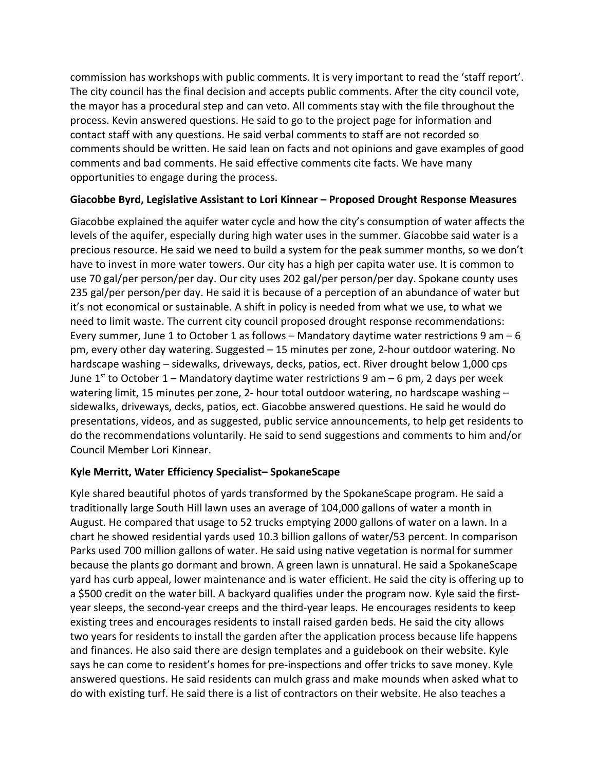commission has workshops with public comments. It is very important to read the 'staff report'. The city council has the final decision and accepts public comments. After the city council vote, the mayor has a procedural step and can veto. All comments stay with the file throughout the process. Kevin answered questions. He said to go to the project page for information and contact staff with any questions. He said verbal comments to staff are not recorded so comments should be written. He said lean on facts and not opinions and gave examples of good comments and bad comments. He said effective comments cite facts. We have many opportunities to engage during the process.

**Giacobbe Byrd, Legislative Assistant to Lori Kinnear – Proposed Drought Response Measures**

Giacobbe explained the aquifer water cycle and how the city's consumption of water affects the levels of the aquifer, especially during high water uses in the summer. Giacobbe said water is a precious resource. He said we need to build a system for the peak summer months, so we don't have to invest in more water towers. Our city has a high per capita water use. It is common to use 70 gal/per person/per day. Our city uses 202 gal/per person/per day. Spokane county uses 235 gal/per person/per day. He said it is because of a perception of an abundance of water but it's not economical or sustainable. A shift in policy is needed from what we use, to what we need to limit waste. The current city council proposed drought response recommendations: Every summer, June 1 to October 1 as follows – Mandatory daytime water restrictions 9 am – 6 pm, every other day watering. Suggested – 15 minutes per zone, 2-hour outdoor watering. No hardscape washing – sidewalks, driveways, decks, patios, ect. River drought below 1,000 cps June 1st to October 1 – Mandatory daytime water restrictions 9 am – 6 pm, 2 days per week watering limit, 15 minutes per zone, 2- hour total outdoor watering, no hardscape washing – sidewalks, driveways, decks, patios, ect. Giacobbe answered questions. He said he would do presentations, videos, and as suggested, public service announcements, to help get residents to do the recommendations voluntarily. He said to send suggestions and comments to him and/or Council Member Lori Kinnear.

**Kyle Merritt, Water Efficiency Specialist– SpokaneScape**

Kyle shared beautiful photos of yards transformed by the SpokaneScape program. He said a traditionally large South Hill lawn uses an average of 104,000 gallons of water a month in August. He compared that usage to 52 trucks emptying 2000 gallons of water on a lawn. In a chart he showed residential yards used 10.3 billion gallons of water/53 percent. In comparison Parks used 700 million gallons of water. He said using native vegetation is normal for summer because the plants go dormant and brown. A green lawn is unnatural. He said a SpokaneScape yard has curb appeal, lower maintenance and is water efficient. He said the city is offering up to a $500 credit on the water bill. A backyard qualifies under the program now. Kyle said the first-year sleeps, the second-year creeps and the third-year leaps. He encourages residents to keep existing trees and encourages residents to install raised garden beds. He said the city allows two years for residents to install the garden after the application process because life happens and finances. He also said there are design templates and a guidebook on their website. Kyle says he can come to resident's homes for pre-inspections and offer tricks to save money. Kyle answered questions. He said residents can mulch grass and make mounds when asked what to do with existing turf. He said there is a list of contractors on their website. He also teaches a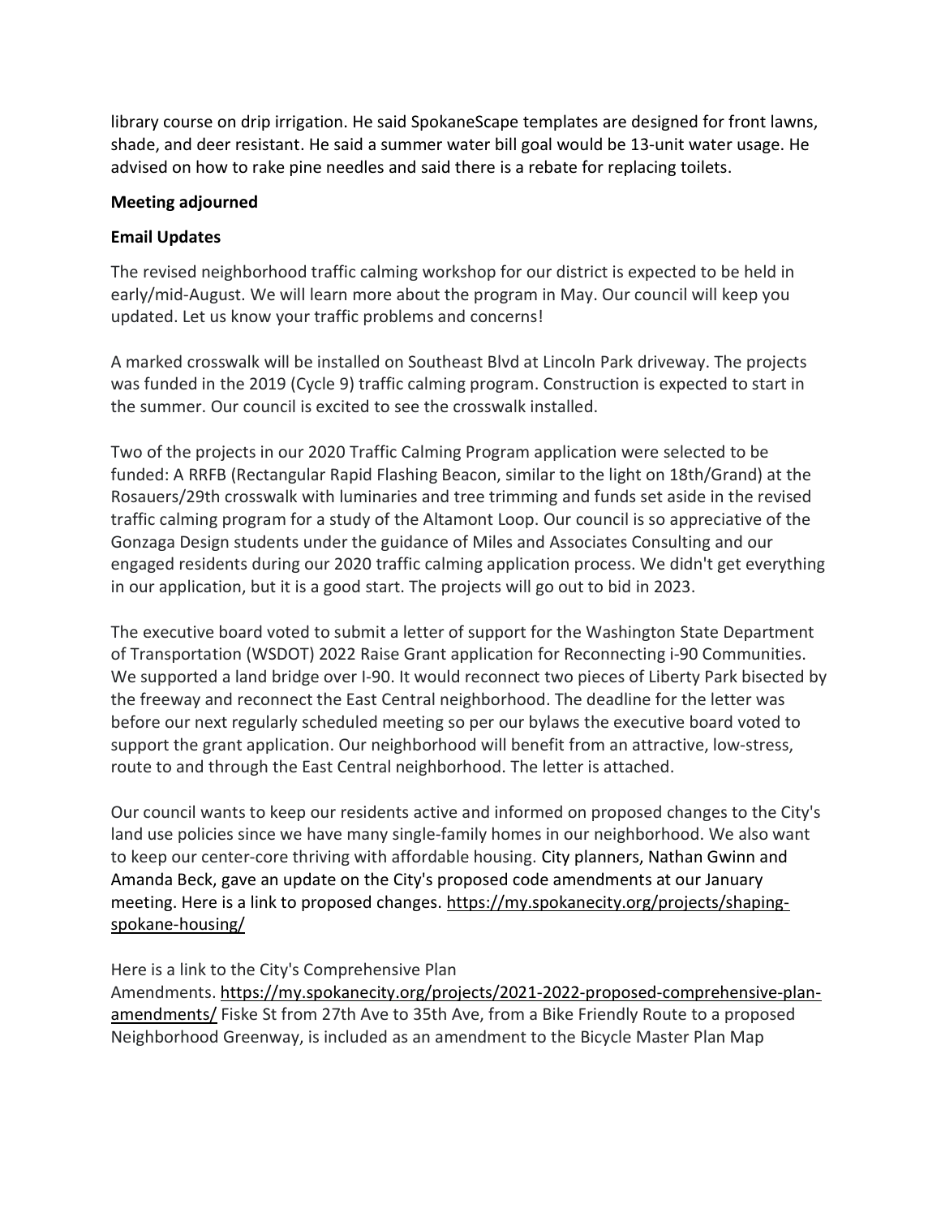library course on drip irrigation. He said SpokaneScape templates are designed for front lawns, shade, and deer resistant. He said a summer water bill goal would be 13-unit water usage. He advised on how to rake pine needles and said there is a rebate for replacing toilets.

**Meeting adjourned**

**Email Updates**

The revised neighborhood traffic calming workshop for our district is expected to be held in early/mid-August. We will learn more about the program in May. Our council will keep you updated. Let us know your traffic problems and concerns!

A marked crosswalk will be installed on Southeast Blvd at Lincoln Park driveway. The projects was funded in the 2019 (Cycle 9) traffic calming program. Construction is expected to start in the summer. Our council is excited to see the crosswalk installed.

Two of the projects in our 2020 Traffic Calming Program application were selected to be funded: A RRFB (Rectangular Rapid Flashing Beacon, similar to the light on 18th/Grand) at the Rosauers/29th crosswalk with luminaries and tree trimming and funds set aside in the revised traffic calming program for a study of the Altamont Loop. Our council is so appreciative of the Gonzaga Design students under the guidance of Miles and Associates Consulting and our engaged residents during our 2020 traffic calming application process. We didn't get everything in our application, but it is a good start. The projects will go out to bid in 2023.

The executive board voted to submit a letter of support for the Washington State Department of Transportation (WSDOT) 2022 Raise Grant application for Reconnecting i-90 Communities. We supported a land bridge over I-90. It would reconnect two pieces of Liberty Park bisected by the freeway and reconnect the East Central neighborhood. The deadline for the letter was before our next regularly scheduled meeting so per our bylaws the executive board voted to support the grant application. Our neighborhood will benefit from an attractive, low-stress, route to and through the East Central neighborhood. The letter is attached.

Our council wants to keep our residents active and informed on proposed changes to the City's land use policies since we have many single-family homes in our neighborhood. We also want to keep our center-core thriving with affordable housing. City planners, Nathan Gwinn and Amanda Beck, gave an update on the City's proposed code amendments at our January meeting. Here is a link to proposed changes. https://my.spokanecity.org/projects/shaping-spokane-housing/

Here is a link to the City's Comprehensive Plan Amendments. https://my.spokanecity.org/projects/2021-2022-proposed-comprehensive-plan-amendments/ Fiske St from 27th Ave to 35th Ave, from a Bike Friendly Route to a proposed Neighborhood Greenway, is included as an amendment to the Bicycle Master Plan Map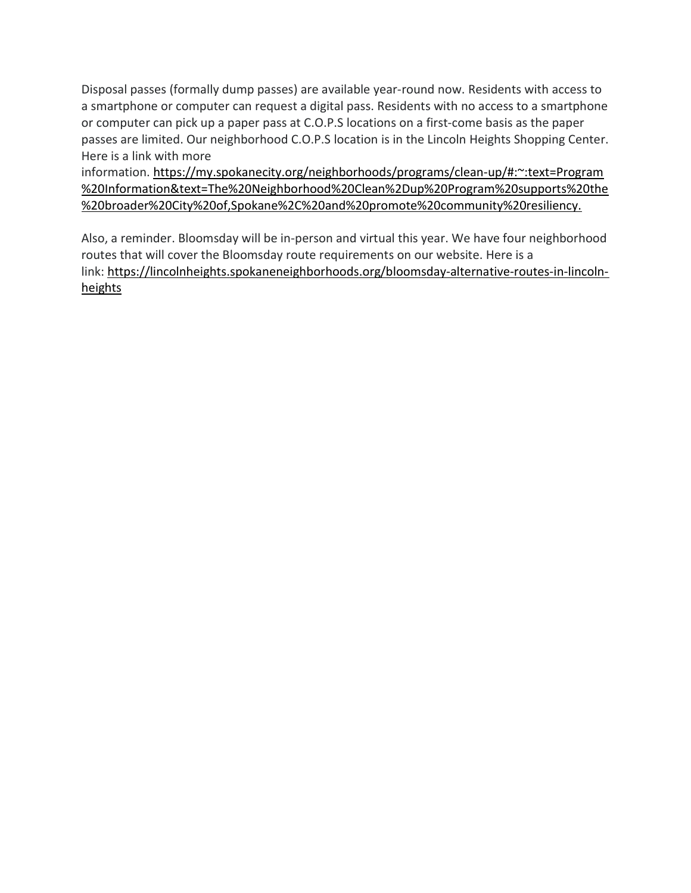Disposal passes (formally dump passes) are available year-round now. Residents with access to a smartphone or computer can request a digital pass. Residents with no access to a smartphone or computer can pick up a paper pass at C.O.P.S locations on a first-come basis as the paper passes are limited. Our neighborhood C.O.P.S location is in the Lincoln Heights Shopping Center. Here is a link with more information. https://my.spokanecity.org/neighborhoods/programs/clean-up/#:~:text=Program%20Information&text=The%20Neighborhood%20Clean%2Dup%20Program%20supports%20the%20broader%20City%20of,Spokane%2C%20and%20promote%20community%20resiliency.

Also, a reminder. Bloomsday will be in-person and virtual this year. We have four neighborhood routes that will cover the Bloomsday route requirements on our website. Here is a link: https://lincolnheights.spokaneneighborhoods.org/bloomsday-alternative-routes-in-lincoln-heights